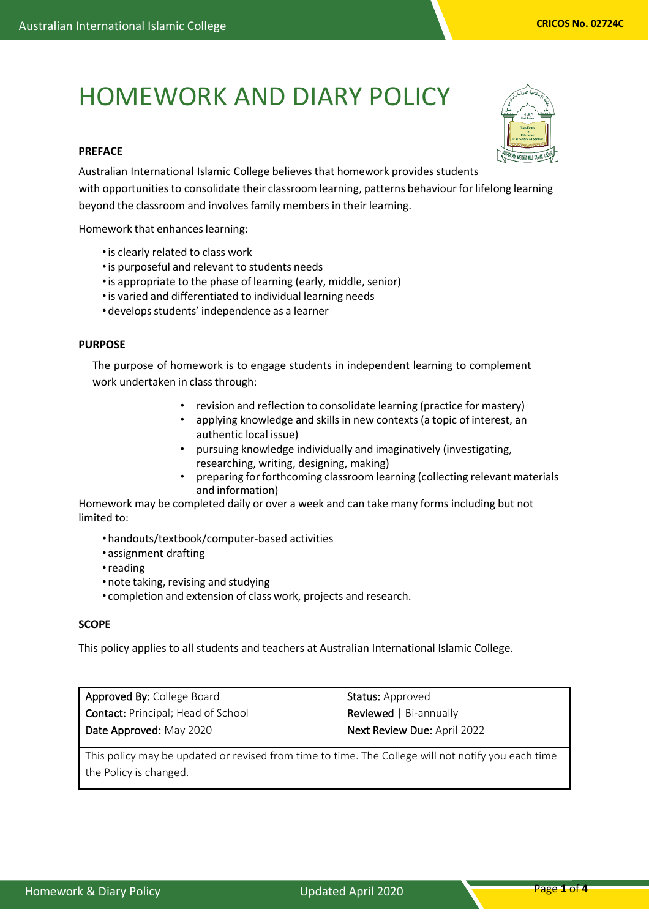# HOMEWORK AND DIARY POLICY

**PREFACE**

Australian International Islamic College believes that homework provides students with opportunities to consolidate their classroom learning, patterns behaviour for lifelong learning beyond the classroom and involves family members in their learning.

Homework that enhances learning:

- is clearly related to class work
- is purposeful and relevant to students needs
- is appropriate to the phase of learning (early, middle, senior)
- is varied and differentiated to individual learning needs
- develops students' independence as a learner

**PURPOSE**

The purpose of homework is to engage students in independent learning to complement work undertaken in class through:

- revision and reflection to consolidate learning (practice for mastery)
- applying knowledge and skills in new contexts (a topic of interest, an authentic local issue)
- pursuing knowledge individually and imaginatively (investigating, researching, writing, designing, making)
- preparing for forthcoming classroom learning (collecting relevant materials and information)

Homework may be completed daily or over a week and can take many forms including but not limited to:

- handouts/textbook/computer-based activities
- assignment drafting
- reading
- note taking, revising and studying
- completion and extension of class work, projects and research.

**SCOPE**

This policy applies to all students and teachers at Australian International Islamic College.

| | |
|---|---|
| **Approved By:** College Board | **Status:** Approved |
| **Contact:** Principal; Head of School | **Reviewed** \| Bi-annually |
| **Date Approved:** May 2020 | **Next Review Due:** April 2022 |
| This policy may be updated or revised from time to time. The College will not notify you each time the Policy is changed. | |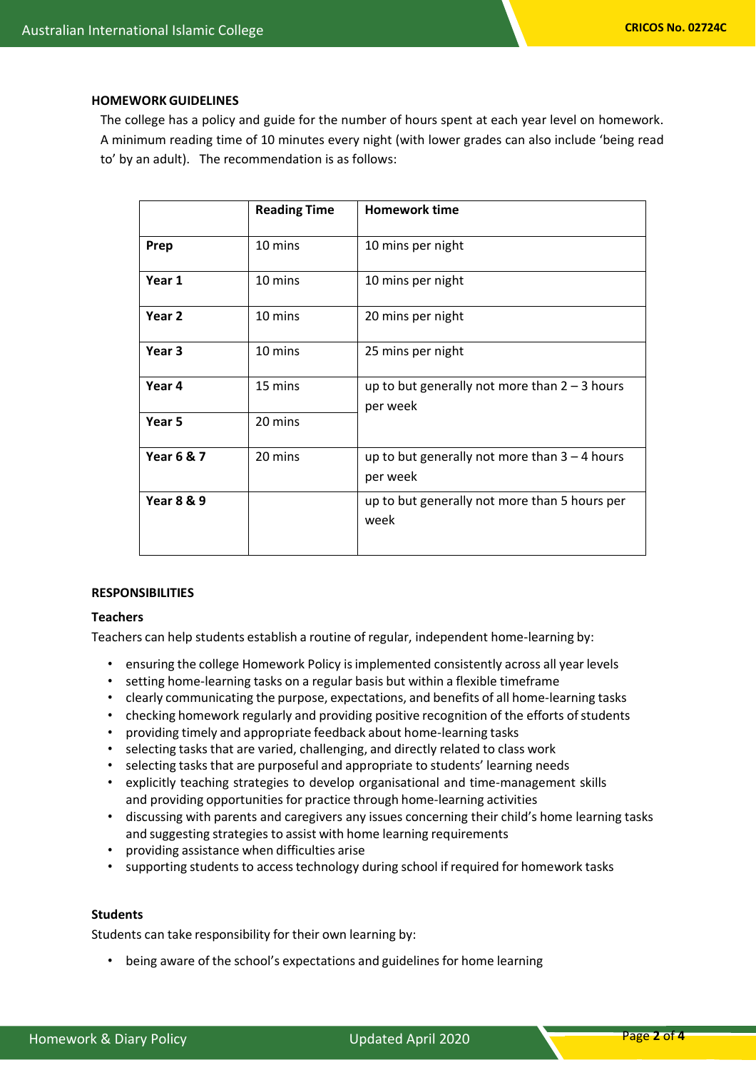## HOMEWORK GUIDELINES

The college has a policy and guide for the number of hours spent at each year level on homework. A minimum reading time of 10 minutes every night (with lower grades can also include 'being read to' by an adult). The recommendation is as follows:

| | Reading Time | Homework time |
|---|---|---|
| **Prep** | 10 mins | 10 mins per night |
| **Year 1** | 10 mins | 10 mins per night |
| **Year 2** | 10 mins | 20 mins per night |
| **Year 3** | 10 mins | 25 mins per night |
| **Year 4** | 15 mins | up to but generally not more than 2 – 3 hours per week |
| **Year 5** | 20 mins | |
| **Year 6 & 7** | 20 mins | up to but generally not more than 3 – 4 hours per week |
| **Year 8 & 9** | | up to but generally not more than 5 hours per week |

## RESPONSIBILITIES

### Teachers

Teachers can help students establish a routine of regular, independent home-learning by:

- ensuring the college Homework Policy is implemented consistently across all year levels
- setting home-learning tasks on a regular basis but within a flexible timeframe
- clearly communicating the purpose, expectations, and benefits of all home-learning tasks
- checking homework regularly and providing positive recognition of the efforts of students
- providing timely and appropriate feedback about home-learning tasks
- selecting tasks that are varied, challenging, and directly related to class work
- selecting tasks that are purposeful and appropriate to students' learning needs
- explicitly teaching strategies to develop organisational and time-management skills and providing opportunities for practice through home-learning activities
- discussing with parents and caregivers any issues concerning their child's home learning tasks and suggesting strategies to assist with home learning requirements
- providing assistance when difficulties arise
- supporting students to access technology during school if required for homework tasks

### Students

Students can take responsibility for their own learning by:

- being aware of the school's expectations and guidelines for home learning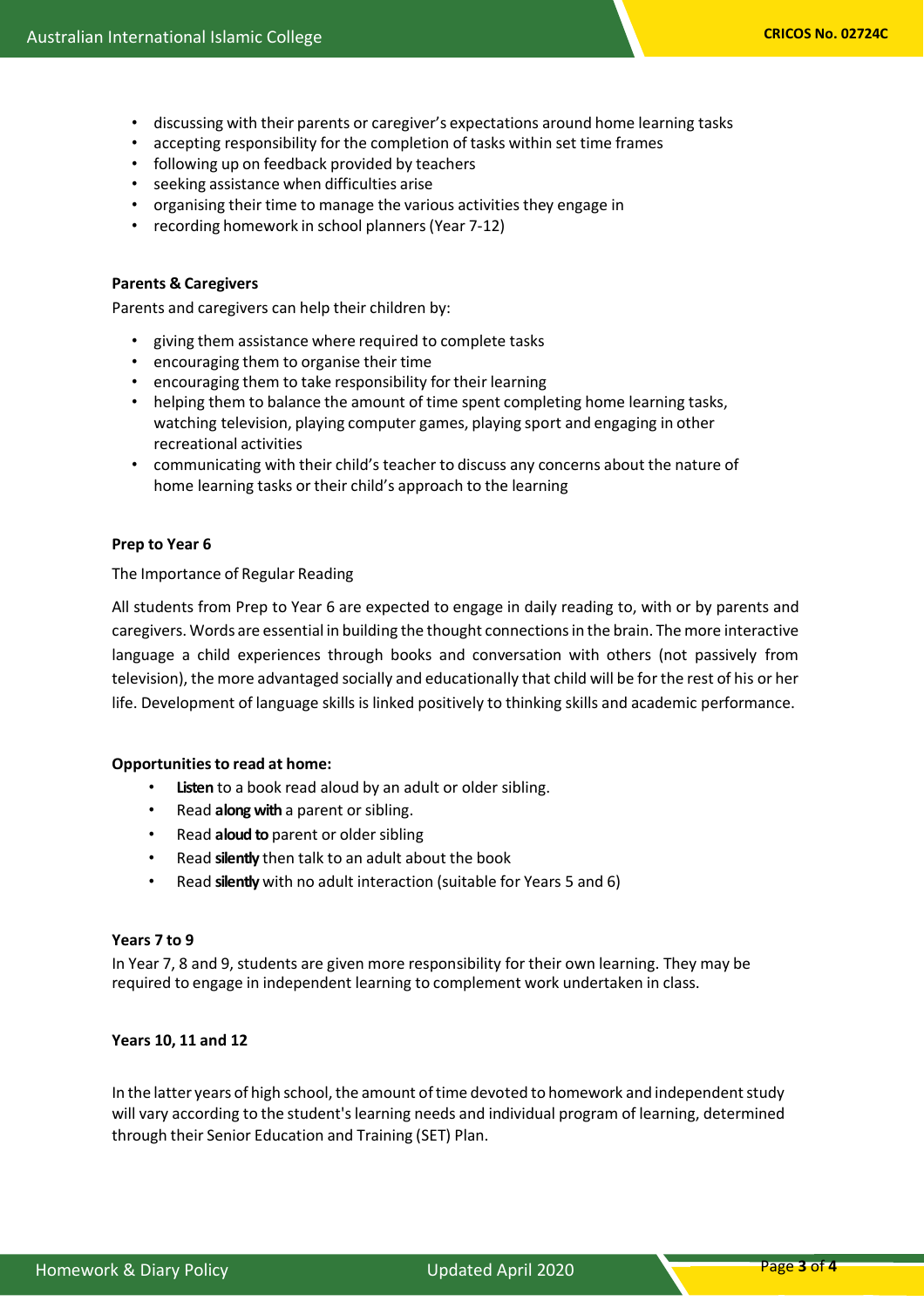- discussing with their parents or caregiver's expectations around home learning tasks
- accepting responsibility for the completion of tasks within set time frames
- following up on feedback provided by teachers
- seeking assistance when difficulties arise
- organising their time to manage the various activities they engage in
- recording homework in school planners (Year 7-12)

**Parents & Caregivers**

Parents and caregivers can help their children by:

- giving them assistance where required to complete tasks
- encouraging them to organise their time
- encouraging them to take responsibility for their learning
- helping them to balance the amount of time spent completing home learning tasks, watching television, playing computer games, playing sport and engaging in other recreational activities
- communicating with their child's teacher to discuss any concerns about the nature of home learning tasks or their child's approach to the learning

**Prep to Year 6**

The Importance of Regular Reading

All students from Prep to Year 6 are expected to engage in daily reading to, with or by parents and caregivers. Words are essential in building the thought connections in the brain. The more interactive language a child experiences through books and conversation with others (not passively from television), the more advantaged socially and educationally that child will be for the rest of his or her life. Development of language skills is linked positively to thinking skills and academic performance.

**Opportunities to read at home:**

- **Listen** to a book read aloud by an adult or older sibling.
- Read **along with** a parent or sibling.
- Read **aloud to** parent or older sibling
- Read **silently** then talk to an adult about the book
- Read **silently** with no adult interaction (suitable for Years 5 and 6)

**Years 7 to 9**

In Year 7, 8 and 9, students are given more responsibility for their own learning. They may be required to engage in independent learning to complement work undertaken in class.

**Years 10, 11 and 12**

In the latter years of high school, the amount of time devoted to homework and independent study will vary according to the student's learning needs and individual program of learning, determined through their Senior Education and Training (SET) Plan.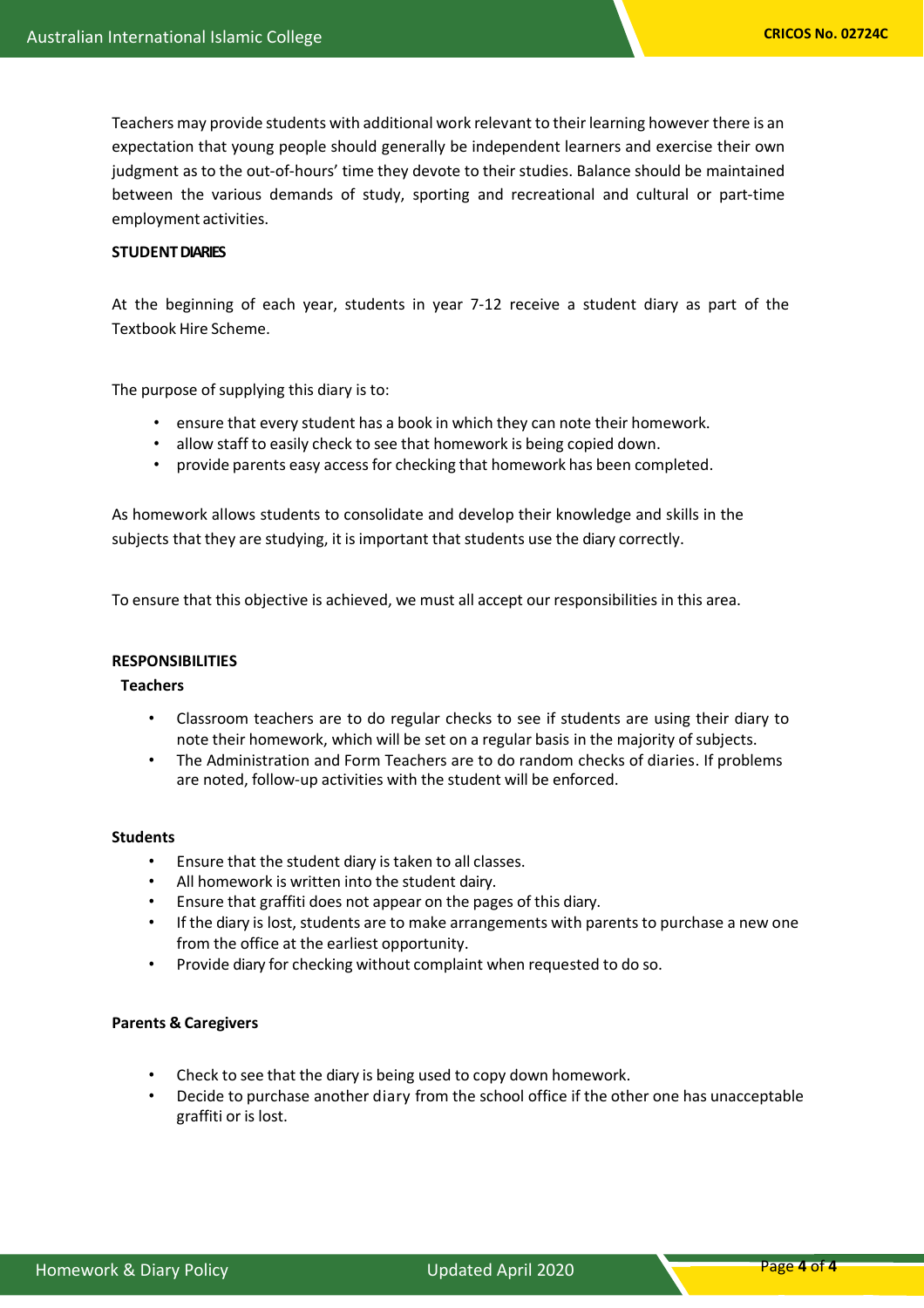Teachers may provide students with additional work relevant to their learning however there is an expectation that young people should generally be independent learners and exercise their own judgment as to the out-of-hours' time they devote to their studies. Balance should be maintained between the various demands of study, sporting and recreational and cultural or part-time employment activities.

**STUDENT DIARIES**

At the beginning of each year, students in year 7-12 receive a student diary as part of the Textbook Hire Scheme.

The purpose of supplying this diary is to:

- ensure that every student has a book in which they can note their homework.
- allow staff to easily check to see that homework is being copied down.
- provide parents easy access for checking that homework has been completed.

As homework allows students to consolidate and develop their knowledge and skills in the subjects that they are studying, it is important that students use the diary correctly.

To ensure that this objective is achieved, we must all accept our responsibilities in this area.

**RESPONSIBILITIES**

**Teachers**

- Classroom teachers are to do regular checks to see if students are using their diary to note their homework, which will be set on a regular basis in the majority of subjects.
- The Administration and Form Teachers are to do random checks of diaries. If problems are noted, follow-up activities with the student will be enforced.

**Students**

- Ensure that the student diary is taken to all classes.
- All homework is written into the student dairy.
- Ensure that graffiti does not appear on the pages of this diary.
- If the diary is lost, students are to make arrangements with parents to purchase a new one from the office at the earliest opportunity.
- Provide diary for checking without complaint when requested to do so.

**Parents & Caregivers**

- Check to see that the diary is being used to copy down homework.
- Decide to purchase another diary from the school office if the other one has unacceptable graffiti or is lost.